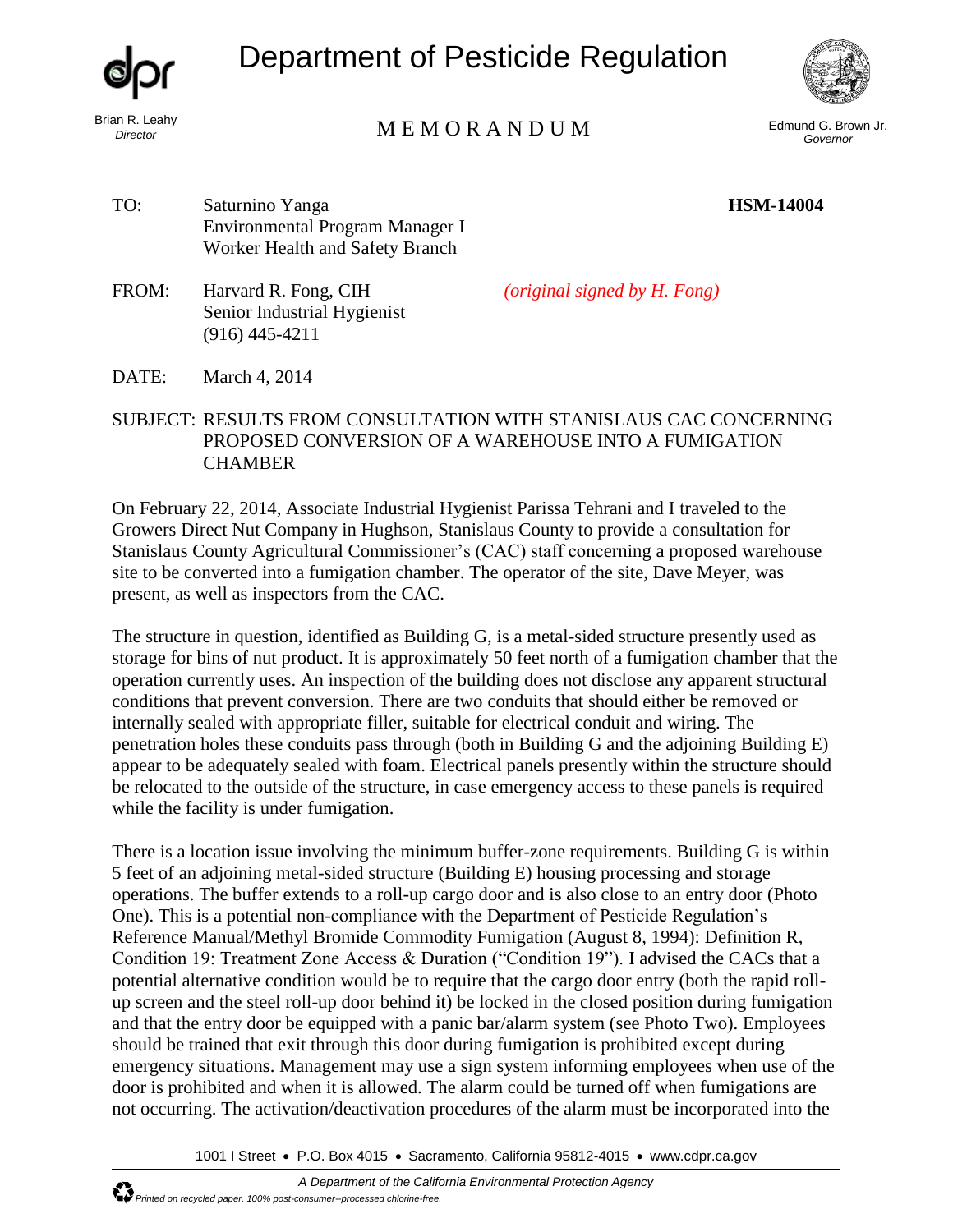# Department of Pesticide Regulation

Brian R. Leahy
*Director*

M E M O R A N D U M

Edmund G. Brown Jr.
*Governor*

**HSM-14004**

TO: Saturnino Yanga
Environmental Program Manager I
Worker Health and Safety Branch

FROM: Harvard R. Fong, CIH *(original signed by H. Fong)*
Senior Industrial Hygienist
(916) 445-4211

DATE: March 4, 2014

SUBJECT: RESULTS FROM CONSULTATION WITH STANISLAUS CAC CONCERNING PROPOSED CONVERSION OF A WAREHOUSE INTO A FUMIGATION CHAMBER

---

On February 22, 2014, Associate Industrial Hygienist Parissa Tehrani and I traveled to the Growers Direct Nut Company in Hughson, Stanislaus County to provide a consultation for Stanislaus County Agricultural Commissioner's (CAC) staff concerning a proposed warehouse site to be converted into a fumigation chamber. The operator of the site, Dave Meyer, was present, as well as inspectors from the CAC.

The structure in question, identified as Building G, is a metal-sided structure presently used as storage for bins of nut product. It is approximately 50 feet north of a fumigation chamber that the operation currently uses. An inspection of the building does not disclose any apparent structural conditions that prevent conversion. There are two conduits that should either be removed or internally sealed with appropriate filler, suitable for electrical conduit and wiring. The penetration holes these conduits pass through (both in Building G and the adjoining Building E) appear to be adequately sealed with foam. Electrical panels presently within the structure should be relocated to the outside of the structure, in case emergency access to these panels is required while the facility is under fumigation.

There is a location issue involving the minimum buffer-zone requirements. Building G is within 5 feet of an adjoining metal-sided structure (Building E) housing processing and storage operations. The buffer extends to a roll-up cargo door and is also close to an entry door (Photo One). This is a potential non-compliance with the Department of Pesticide Regulation's Reference Manual/Methyl Bromide Commodity Fumigation (August 8, 1994): Definition R, Condition 19: Treatment Zone Access & Duration ("Condition 19"). I advised the CACs that a potential alternative condition would be to require that the cargo door entry (both the rapid roll-up screen and the steel roll-up door behind it) be locked in the closed position during fumigation and that the entry door be equipped with a panic bar/alarm system (see Photo Two). Employees should be trained that exit through this door during fumigation is prohibited except during emergency situations. Management may use a sign system informing employees when use of the door is prohibited and when it is allowed. The alarm could be turned off when fumigations are not occurring. The activation/deactivation procedures of the alarm must be incorporated into the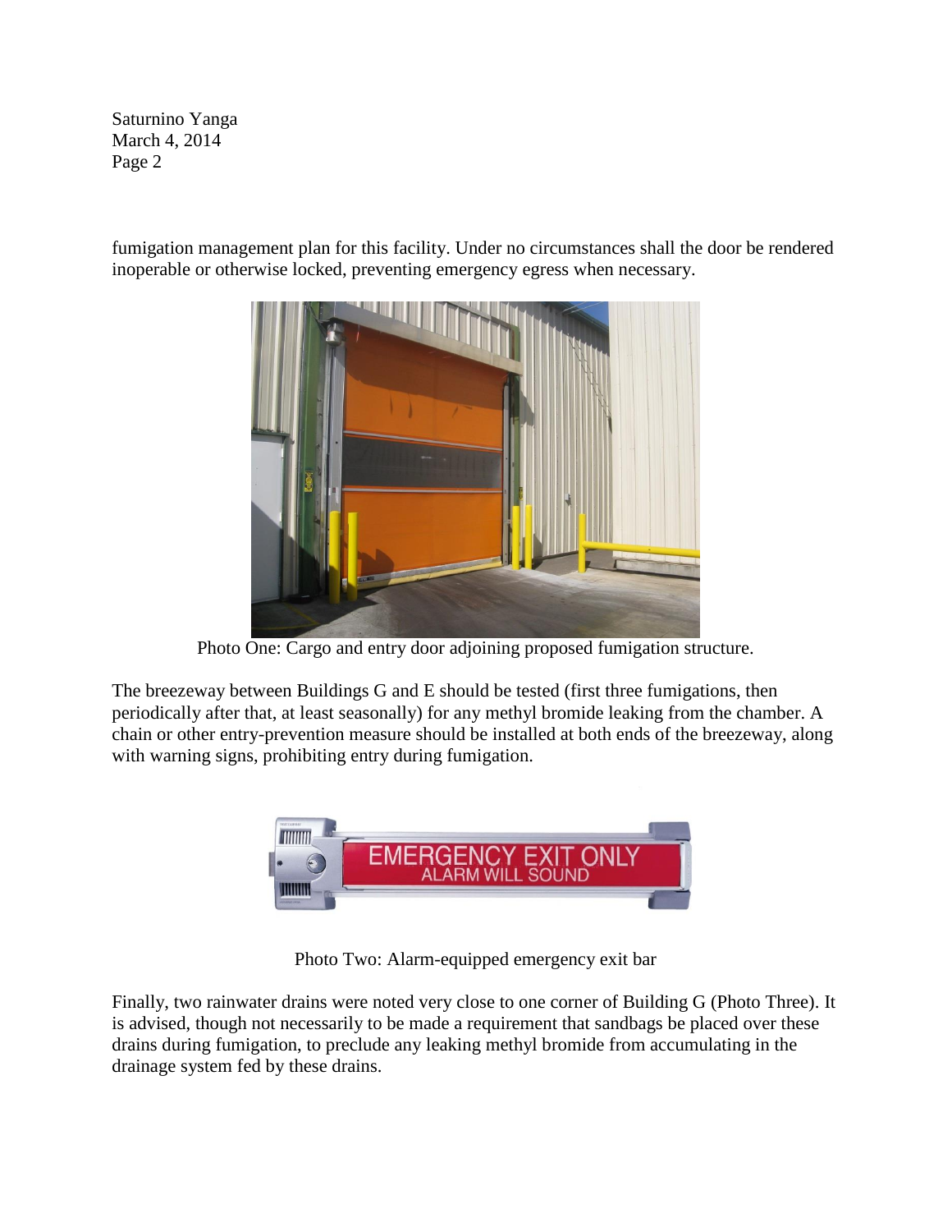fumigation management plan for this facility. Under no circumstances shall the door be rendered inoperable or otherwise locked, preventing emergency egress when necessary.

Photo One: Cargo and entry door adjoining proposed fumigation structure.

The breezeway between Buildings G and E should be tested (first three fumigations, then periodically after that, at least seasonally) for any methyl bromide leaking from the chamber. A chain or other entry-prevention measure should be installed at both ends of the breezeway, along with warning signs, prohibiting entry during fumigation.

Photo Two: Alarm-equipped emergency exit bar

Finally, two rainwater drains were noted very close to one corner of Building G (Photo Three). It is advised, though not necessarily to be made a requirement that sandbags be placed over these drains during fumigation, to preclude any leaking methyl bromide from accumulating in the drainage system fed by these drains.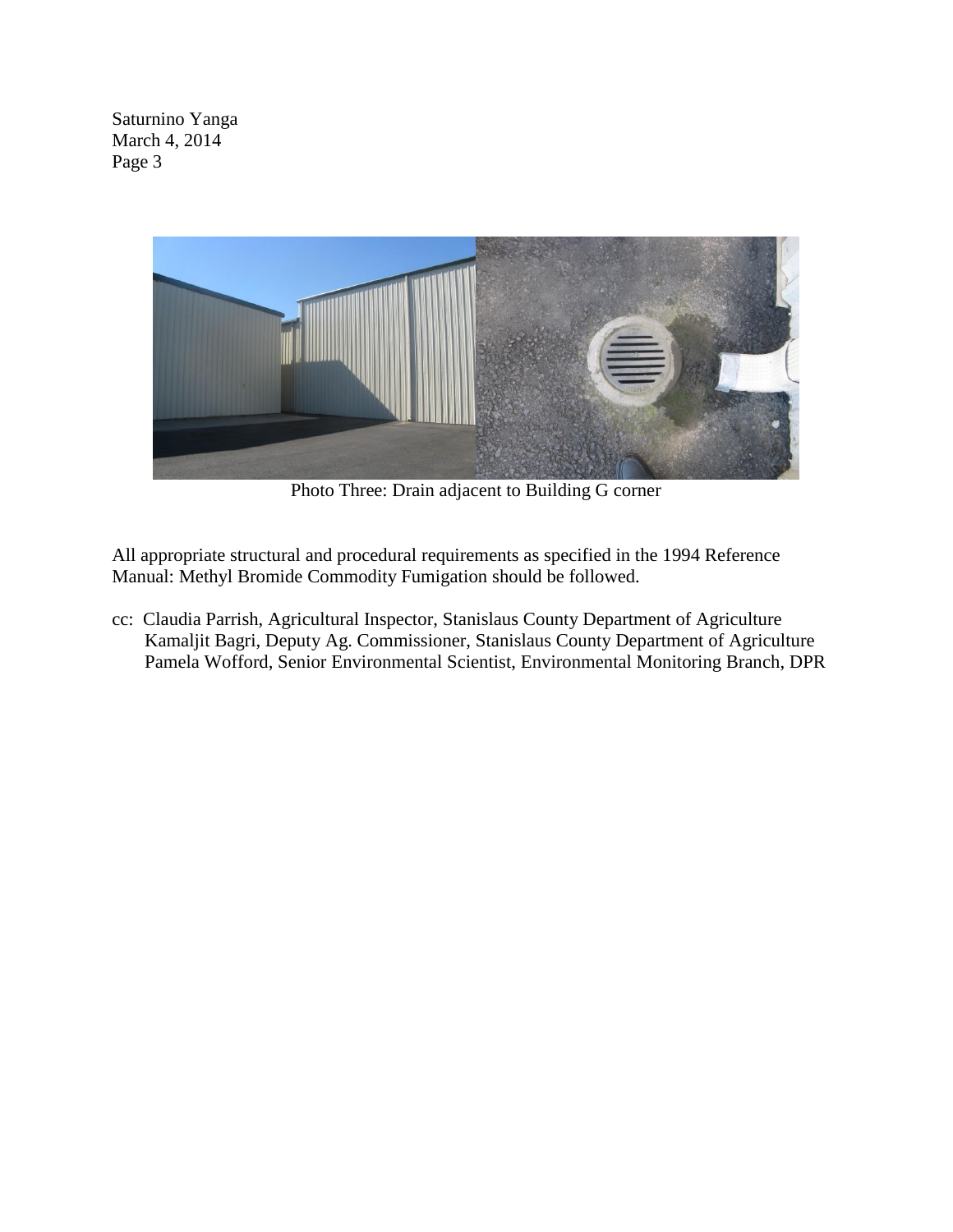Photo Three: Drain adjacent to Building G corner

All appropriate structural and procedural requirements as specified in the 1994 Reference Manual: Methyl Bromide Commodity Fumigation should be followed.

cc: Claudia Parrish, Agricultural Inspector, Stanislaus County Department of Agriculture
Kamaljit Bagri, Deputy Ag. Commissioner, Stanislaus County Department of Agriculture
Pamela Wofford, Senior Environmental Scientist, Environmental Monitoring Branch, DPR